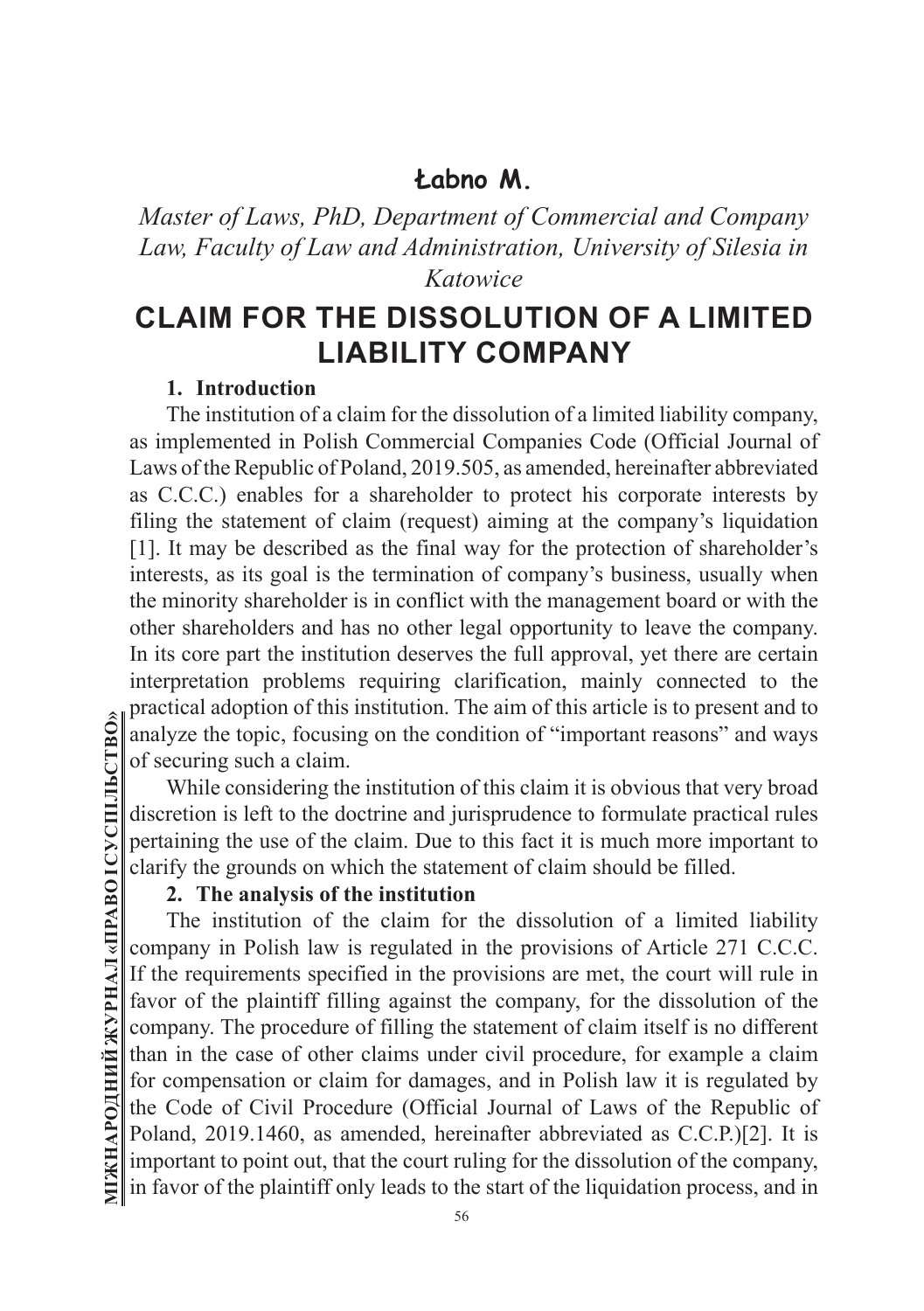**Łabno M.**

*Master of Laws, PhD, Department of Commercial and Company Law, Faculty of Law and Administration, University of Silesia in Katowice*

# CLAIM FOR THE DISSOLUTION OF A LIMITED LIABILITY COMPANY

## 1. Introduction

The institution of a claim for the dissolution of a limited liability company, as implemented in Polish Commercial Companies Code (Official Journal of Laws of the Republic of Poland, 2019.505, as amended, hereinafter abbreviated as C.C.C.) enables for a shareholder to protect his corporate interests by filing the statement of claim (request) aiming at the company's liquidation [1]. It may be described as the final way for the protection of shareholder's interests, as its goal is the termination of company's business, usually when the minority shareholder is in conflict with the management board or with the other shareholders and has no other legal opportunity to leave the company. In its core part the institution deserves the full approval, yet there are certain interpretation problems requiring clarification, mainly connected to the practical adoption of this institution. The aim of this article is to present and to analyze the topic, focusing on the condition of "important reasons" and ways of securing such a claim.

While considering the institution of this claim it is obvious that very broad discretion is left to the doctrine and jurisprudence to formulate practical rules pertaining the use of the claim. Due to this fact it is much more important to clarify the grounds on which the statement of claim should be filled.

## 2. The analysis of the institution

The institution of the claim for the dissolution of a limited liability company in Polish law is regulated in the provisions of Article 271 C.C.C. If the requirements specified in the provisions are met, the court will rule in favor of the plaintiff filling against the company, for the dissolution of the company. The procedure of filling the statement of claim itself is no different than in the case of other claims under civil procedure, for example a claim for compensation or claim for damages, and in Polish law it is regulated by the Code of Civil Procedure (Official Journal of Laws of the Republic of Poland, 2019.1460, as amended, hereinafter abbreviated as C.C.P.)[2]. It is important to point out, that the court ruling for the dissolution of the company, in favor of the plaintiff only leads to the start of the liquidation process, and in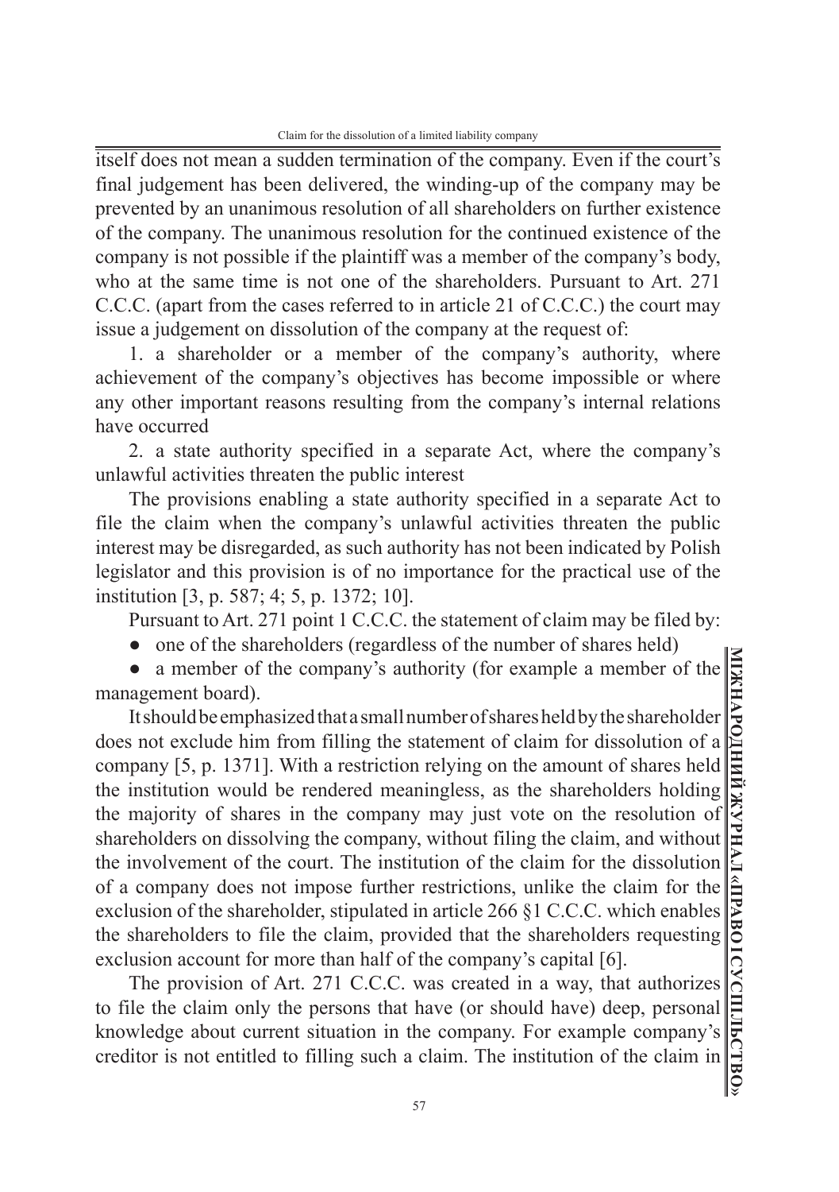itself does not mean a sudden termination of the company. Even if the court's final judgement has been delivered, the winding-up of the company may be prevented by an unanimous resolution of all shareholders on further existence of the company. The unanimous resolution for the continued existence of the company is not possible if the plaintiff was a member of the company's body, who at the same time is not one of the shareholders. Pursuant to Art. 271 C.C.C. (apart from the cases referred to in article 21 of C.C.C.) the court may issue a judgement on dissolution of the company at the request of:

1. a shareholder or a member of the company's authority, where achievement of the company's objectives has become impossible or where any other important reasons resulting from the company's internal relations have occurred
2. a state authority specified in a separate Act, where the company's unlawful activities threaten the public interest

The provisions enabling a state authority specified in a separate Act to file the claim when the company's unlawful activities threaten the public interest may be disregarded, as such authority has not been indicated by Polish legislator and this provision is of no importance for the practical use of the institution [3, p. 587; 4; 5, p. 1372; 10].

Pursuant to Art. 271 point 1 C.C.C. the statement of claim may be filed by:

- one of the shareholders (regardless of the number of shares held)
- a member of the company's authority (for example a member of the management board).

It should be emphasized that a small number of shares held by the shareholder does not exclude him from filling the statement of claim for dissolution of a company [5, p. 1371]. With a restriction relying on the amount of shares held the institution would be rendered meaningless, as the shareholders holding the majority of shares in the company may just vote on the resolution of shareholders on dissolving the company, without filing the claim, and without the involvement of the court. The institution of the claim for the dissolution of a company does not impose further restrictions, unlike the claim for the exclusion of the shareholder, stipulated in article 266 §1 C.C.C. which enables the shareholders to file the claim, provided that the shareholders requesting exclusion account for more than half of the company's capital [6].

The provision of Art. 271 C.C.C. was created in a way, that authorizes to file the claim only the persons that have (or should have) deep, personal knowledge about current situation in the company. For example company's creditor is not entitled to filling such a claim. The institution of the claim in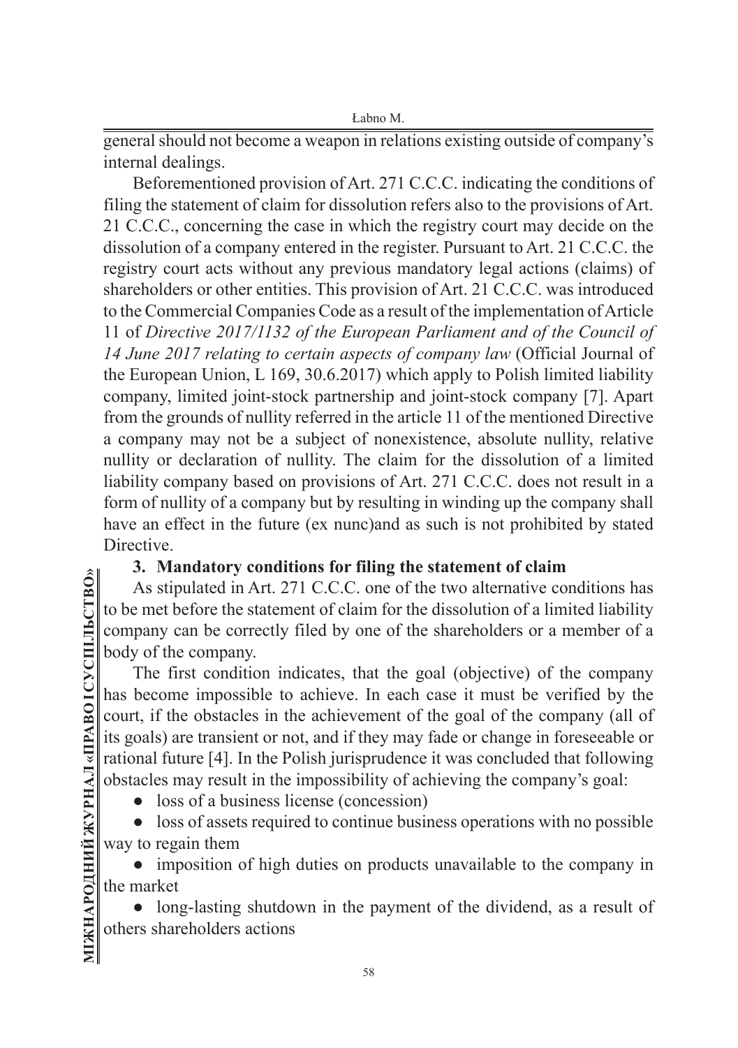general should not become a weapon in relations existing outside of company's internal dealings.

Beforementioned provision of Art. 271 C.C.C. indicating the conditions of filing the statement of claim for dissolution refers also to the provisions of Art. 21 C.C.C., concerning the case in which the registry court may decide on the dissolution of a company entered in the register. Pursuant to Art. 21 C.C.C. the registry court acts without any previous mandatory legal actions (claims) of shareholders or other entities. This provision of Art. 21 C.C.C. was introduced to the Commercial Companies Code as a result of the implementation of Article 11 of *Directive 2017/1132 of the European Parliament and of the Council of 14 June 2017 relating to certain aspects of company law* (Official Journal of the European Union, L 169, 30.6.2017) which apply to Polish limited liability company, limited joint-stock partnership and joint-stock company [7]. Apart from the grounds of nullity referred in the article 11 of the mentioned Directive a company may not be a subject of nonexistence, absolute nullity, relative nullity or declaration of nullity. The claim for the dissolution of a limited liability company based on provisions of Art. 271 C.C.C. does not result in a form of nullity of a company but by resulting in winding up the company shall have an effect in the future (ex nunc)and as such is not prohibited by stated Directive.

## 3. Mandatory conditions for filing the statement of claim

As stipulated in Art. 271 C.C.C. one of the two alternative conditions has to be met before the statement of claim for the dissolution of a limited liability company can be correctly filed by one of the shareholders or a member of a body of the company.

The first condition indicates, that the goal (objective) of the company has become impossible to achieve. In each case it must be verified by the court, if the obstacles in the achievement of the goal of the company (all of its goals) are transient or not, and if they may fade or change in foreseeable or rational future [4]. In the Polish jurisprudence it was concluded that following obstacles may result in the impossibility of achieving the company's goal:

- loss of a business license (concession)
- loss of assets required to continue business operations with no possible way to regain them
- imposition of high duties on products unavailable to the company in the market
- long-lasting shutdown in the payment of the dividend, as a result of others shareholders actions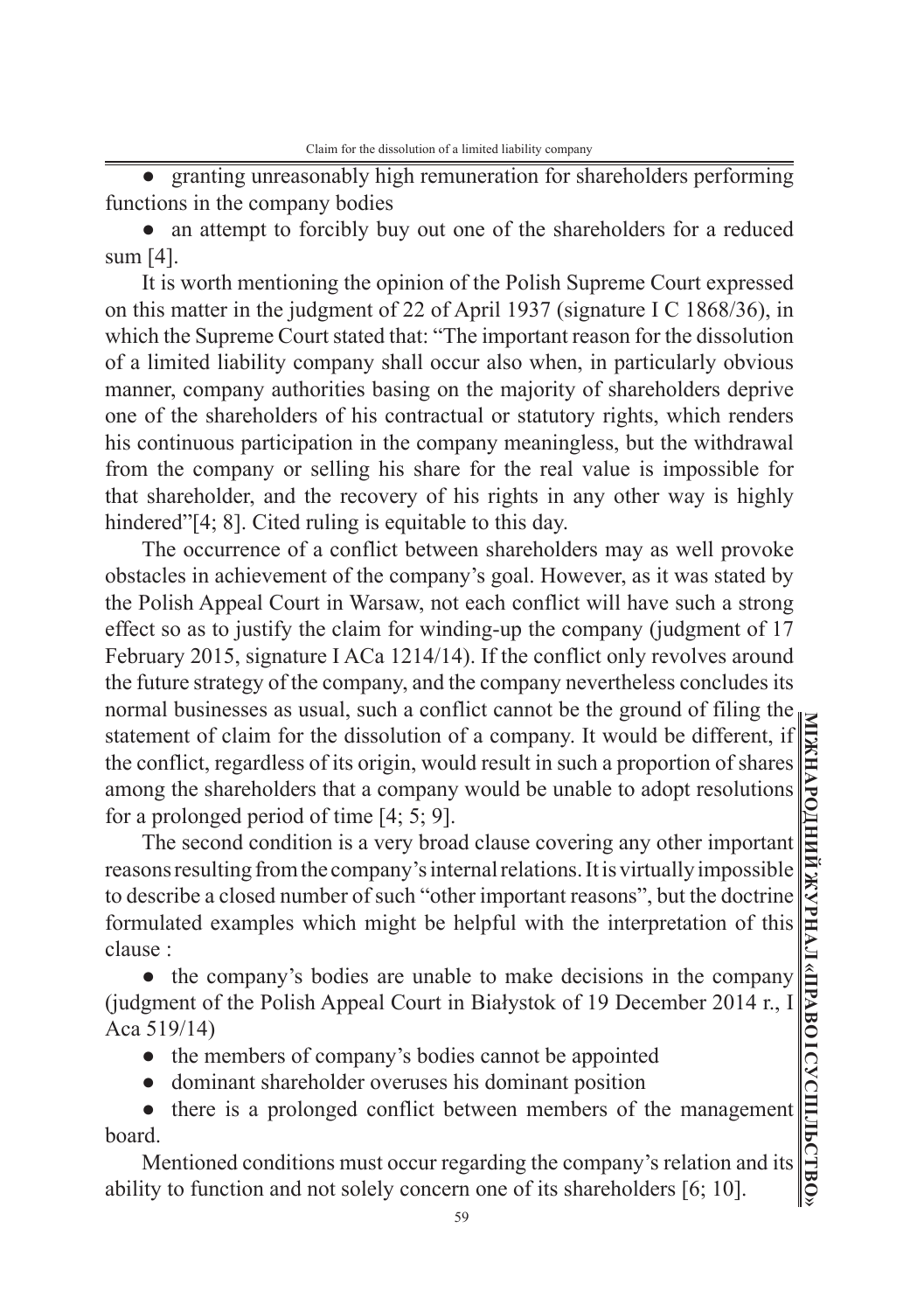- granting unreasonably high remuneration for shareholders performing functions in the company bodies
- an attempt to forcibly buy out one of the shareholders for a reduced sum [4].

It is worth mentioning the opinion of the Polish Supreme Court expressed on this matter in the judgment of 22 of April 1937 (signature I C 1868/36), in which the Supreme Court stated that: "The important reason for the dissolution of a limited liability company shall occur also when, in particularly obvious manner, company authorities basing on the majority of shareholders deprive one of the shareholders of his contractual or statutory rights, which renders his continuous participation in the company meaningless, but the withdrawal from the company or selling his share for the real value is impossible for that shareholder, and the recovery of his rights in any other way is highly hindered"[4; 8]. Cited ruling is equitable to this day.

The occurrence of a conflict between shareholders may as well provoke obstacles in achievement of the company's goal. However, as it was stated by the Polish Appeal Court in Warsaw, not each conflict will have such a strong effect so as to justify the claim for winding-up the company (judgment of 17 February 2015, signature I ACa 1214/14). If the conflict only revolves around the future strategy of the company, and the company nevertheless concludes its normal businesses as usual, such a conflict cannot be the ground of filing the statement of claim for the dissolution of a company. It would be different, if the conflict, regardless of its origin, would result in such a proportion of shares among the shareholders that a company would be unable to adopt resolutions for a prolonged period of time [4; 5; 9].

The second condition is a very broad clause covering any other important reasons resulting from the company's internal relations. It is virtually impossible to describe a closed number of such "other important reasons", but the doctrine formulated examples which might be helpful with the interpretation of this clause :

- the company's bodies are unable to make decisions in the company (judgment of the Polish Appeal Court in Białystok of 19 December 2014 r., I Aca 519/14)
- the members of company's bodies cannot be appointed
- dominant shareholder overuses his dominant position
- there is a prolonged conflict between members of the management board.

Mentioned conditions must occur regarding the company's relation and its ability to function and not solely concern one of its shareholders [6; 10].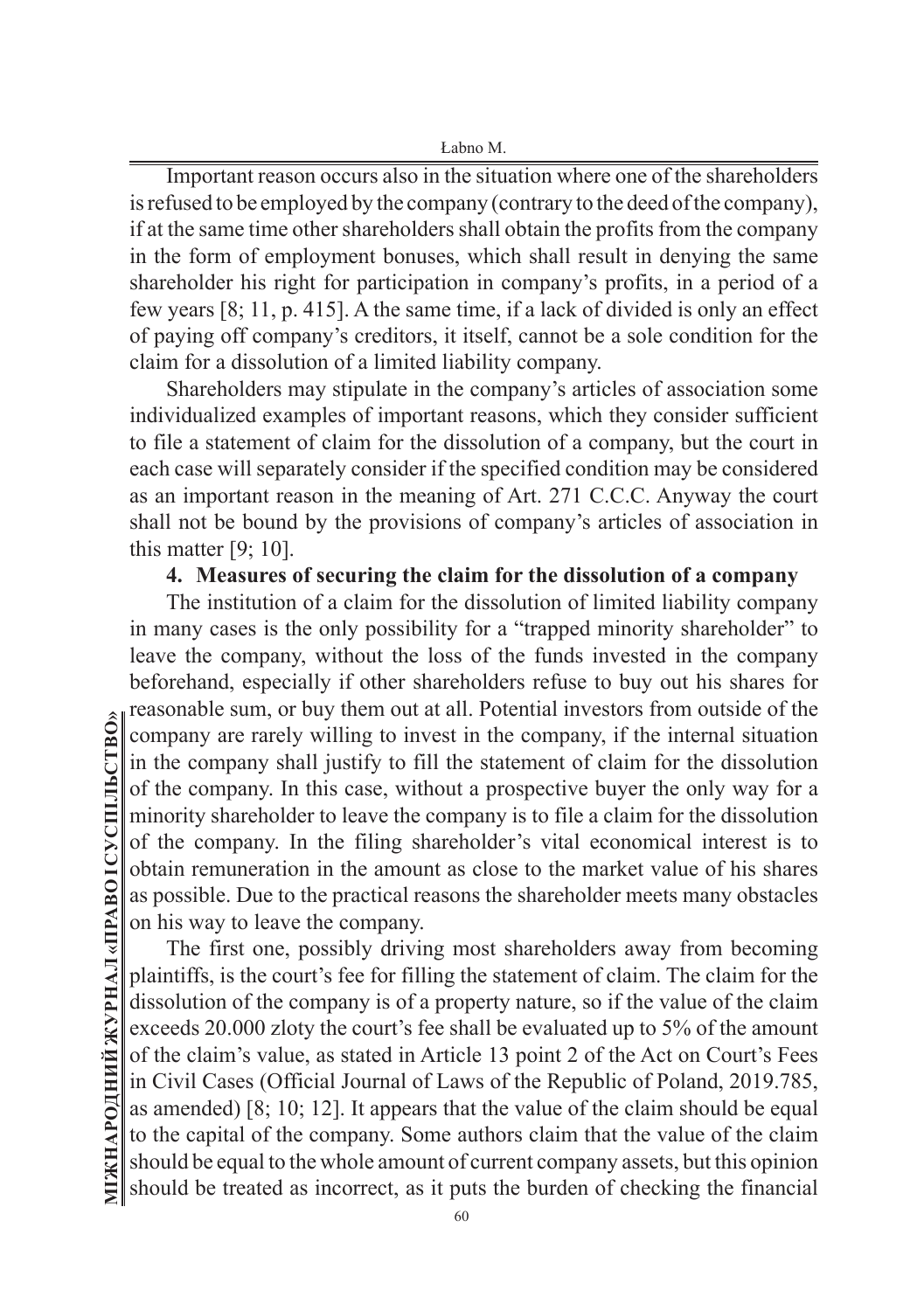Important reason occurs also in the situation where one of the shareholders is refused to be employed by the company (contrary to the deed of the company), if at the same time other shareholders shall obtain the profits from the company in the form of employment bonuses, which shall result in denying the same shareholder his right for participation in company's profits, in a period of a few years [8; 11, p. 415]. A the same time, if a lack of divided is only an effect of paying off company's creditors, it itself, cannot be a sole condition for the claim for a dissolution of a limited liability company.

Shareholders may stipulate in the company's articles of association some individualized examples of important reasons, which they consider sufficient to file a statement of claim for the dissolution of a company, but the court in each case will separately consider if the specified condition may be considered as an important reason in the meaning of Art. 271 C.C.C. Anyway the court shall not be bound by the provisions of company's articles of association in this matter [9; 10].

**4. Measures of securing the claim for the dissolution of a company**

The institution of a claim for the dissolution of limited liability company in many cases is the only possibility for a "trapped minority shareholder" to leave the company, without the loss of the funds invested in the company beforehand, especially if other shareholders refuse to buy out his shares for reasonable sum, or buy them out at all. Potential investors from outside of the company are rarely willing to invest in the company, if the internal situation in the company shall justify to fill the statement of claim for the dissolution of the company. In this case, without a prospective buyer the only way for a minority shareholder to leave the company is to file a claim for the dissolution of the company. In the filing shareholder's vital economical interest is to obtain remuneration in the amount as close to the market value of his shares as possible. Due to the practical reasons the shareholder meets many obstacles on his way to leave the company.

The first one, possibly driving most shareholders away from becoming plaintiffs, is the court's fee for filling the statement of claim. The claim for the dissolution of the company is of a property nature, so if the value of the claim exceeds 20.000 zloty the court's fee shall be evaluated up to 5% of the amount of the claim's value, as stated in Article 13 point 2 of the Act on Court's Fees in Civil Cases (Official Journal of Laws of the Republic of Poland, 2019.785, as amended) [8; 10; 12]. It appears that the value of the claim should be equal to the capital of the company. Some authors claim that the value of the claim should be equal to the whole amount of current company assets, but this opinion should be treated as incorrect, as it puts the burden of checking the financial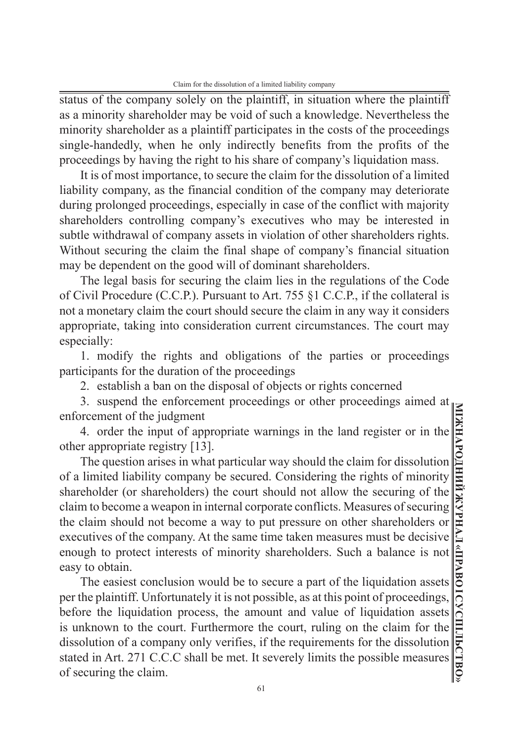status of the company solely on the plaintiff, in situation where the plaintiff as a minority shareholder may be void of such a knowledge. Nevertheless the minority shareholder as a plaintiff participates in the costs of the proceedings single-handedly, when he only indirectly benefits from the profits of the proceedings by having the right to his share of company's liquidation mass.

It is of most importance, to secure the claim for the dissolution of a limited liability company, as the financial condition of the company may deteriorate during prolonged proceedings, especially in case of the conflict with majority shareholders controlling company's executives who may be interested in subtle withdrawal of company assets in violation of other shareholders rights. Without securing the claim the final shape of company's financial situation may be dependent on the good will of dominant shareholders.

The legal basis for securing the claim lies in the regulations of the Code of Civil Procedure (C.C.P.). Pursuant to Art. 755 §1 C.C.P., if the collateral is not a monetary claim the court should secure the claim in any way it considers appropriate, taking into consideration current circumstances. The court may especially:

1. modify the rights and obligations of the parties or proceedings participants for the duration of the proceedings
2. establish a ban on the disposal of objects or rights concerned
3. suspend the enforcement proceedings or other proceedings aimed at enforcement of the judgment
4. order the input of appropriate warnings in the land register or in the other appropriate registry [13].

The question arises in what particular way should the claim for dissolution of a limited liability company be secured. Considering the rights of minority shareholder (or shareholders) the court should not allow the securing of the claim to become a weapon in internal corporate conflicts. Measures of securing the claim should not become a way to put pressure on other shareholders or executives of the company. At the same time taken measures must be decisive enough to protect interests of minority shareholders. Such a balance is not easy to obtain.

The easiest conclusion would be to secure a part of the liquidation assets per the plaintiff. Unfortunately it is not possible, as at this point of proceedings, before the liquidation process, the amount and value of liquidation assets is unknown to the court. Furthermore the court, ruling on the claim for the dissolution of a company only verifies, if the requirements for the dissolution stated in Art. 271 C.C.C shall be met. It severely limits the possible measures of securing the claim.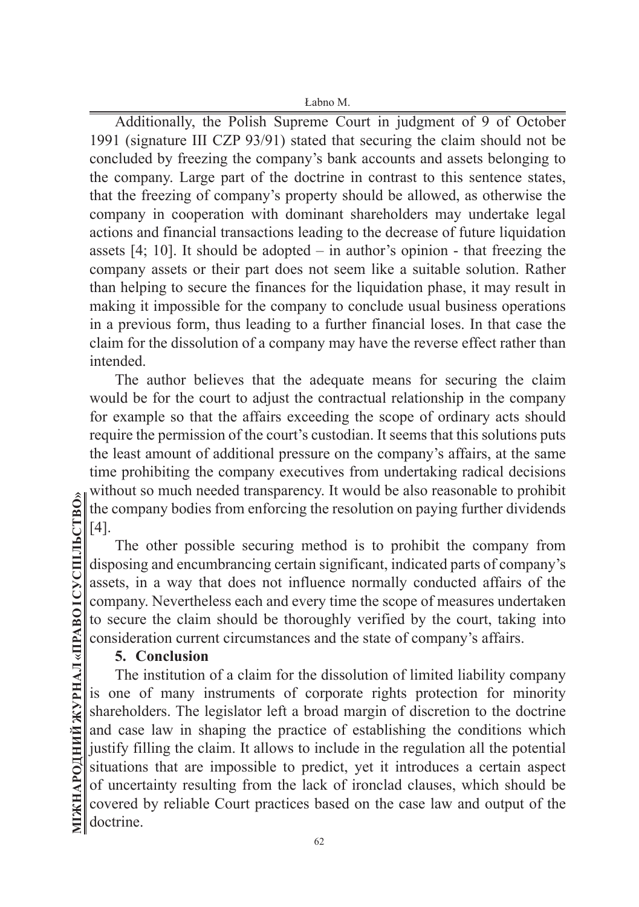Additionally, the Polish Supreme Court in judgment of 9 of October 1991 (signature III CZP 93/91) stated that securing the claim should not be concluded by freezing the company's bank accounts and assets belonging to the company. Large part of the doctrine in contrast to this sentence states, that the freezing of company's property should be allowed, as otherwise the company in cooperation with dominant shareholders may undertake legal actions and financial transactions leading to the decrease of future liquidation assets [4; 10]. It should be adopted – in author's opinion - that freezing the company assets or their part does not seem like a suitable solution. Rather than helping to secure the finances for the liquidation phase, it may result in making it impossible for the company to conclude usual business operations in a previous form, thus leading to a further financial loses. In that case the claim for the dissolution of a company may have the reverse effect rather than intended.

The author believes that the adequate means for securing the claim would be for the court to adjust the contractual relationship in the company for example so that the affairs exceeding the scope of ordinary acts should require the permission of the court's custodian. It seems that this solutions puts the least amount of additional pressure on the company's affairs, at the same time prohibiting the company executives from undertaking radical decisions without so much needed transparency. It would be also reasonable to prohibit the company bodies from enforcing the resolution on paying further dividends [4].

The other possible securing method is to prohibit the company from disposing and encumbrancing certain significant, indicated parts of company's assets, in a way that does not influence normally conducted affairs of the company. Nevertheless each and every time the scope of measures undertaken to secure the claim should be thoroughly verified by the court, taking into consideration current circumstances and the state of company's affairs.

## 5. Conclusion

The institution of a claim for the dissolution of limited liability company is one of many instruments of corporate rights protection for minority shareholders. The legislator left a broad margin of discretion to the doctrine and case law in shaping the practice of establishing the conditions which justify filling the claim. It allows to include in the regulation all the potential situations that are impossible to predict, yet it introduces a certain aspect of uncertainty resulting from the lack of ironclad clauses, which should be covered by reliable Court practices based on the case law and output of the doctrine.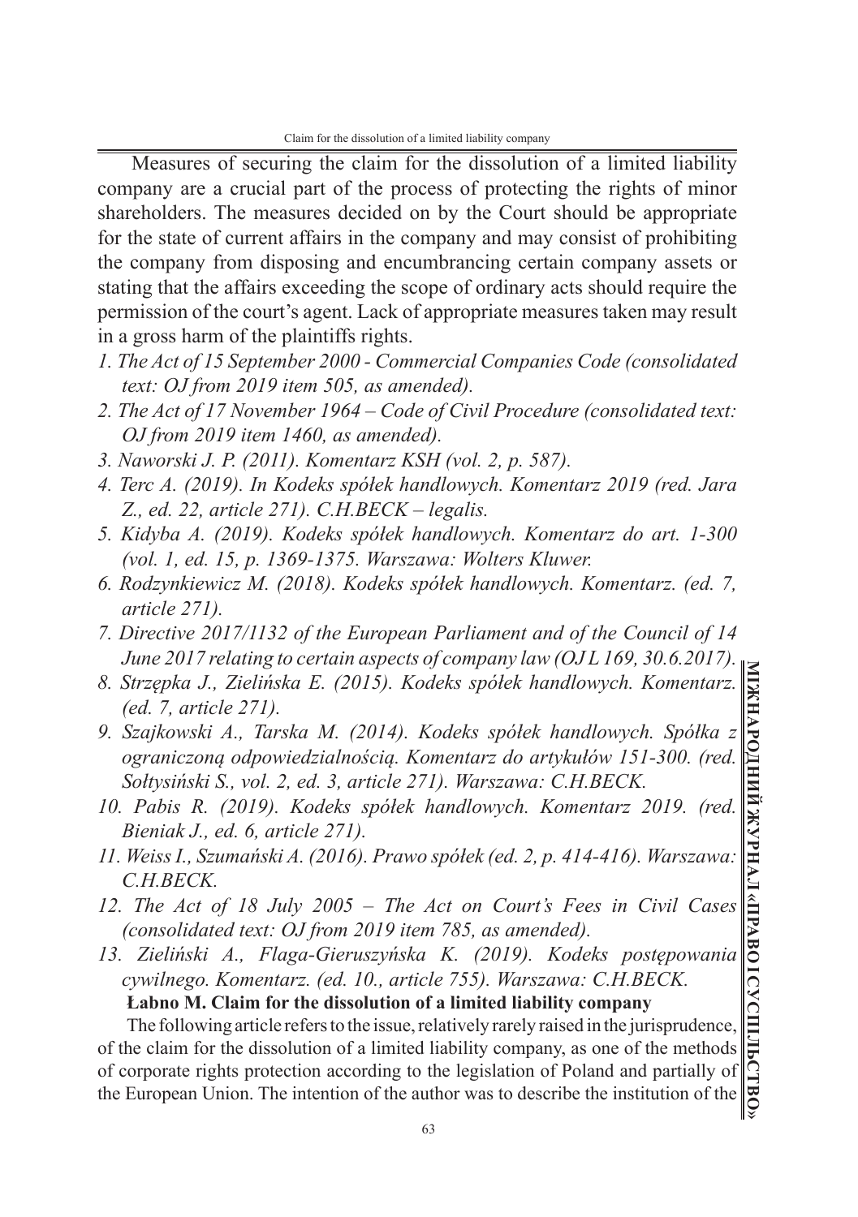Measures of securing the claim for the dissolution of a limited liability company are a crucial part of the process of protecting the rights of minor shareholders. The measures decided on by the Court should be appropriate for the state of current affairs in the company and may consist of prohibiting the company from disposing and encumbrancing certain company assets or stating that the affairs exceeding the scope of ordinary acts should require the permission of the court's agent. Lack of appropriate measures taken may result in a gross harm of the plaintiffs rights.

1. *The Act of 15 September 2000 - Commercial Companies Code (consolidated text: OJ from 2019 item 505, as amended).*
2. *The Act of 17 November 1964 – Code of Civil Procedure (consolidated text: OJ from 2019 item 1460, as amended).*
3. *Naworski J. P. (2011). Komentarz KSH (vol. 2, p. 587).*
4. *Terc A. (2019). In Kodeks spółek handlowych. Komentarz 2019 (red. Jara Z., ed. 22, article 271). C.H.BECK – legalis.*
5. *Kidyba A. (2019). Kodeks spółek handlowych. Komentarz do art. 1-300 (vol. 1, ed. 15, p. 1369-1375. Warszawa: Wolters Kluwer.*
6. *Rodzynkiewicz M. (2018). Kodeks spółek handlowych. Komentarz. (ed. 7, article 271).*
7. *Directive 2017/1132 of the European Parliament and of the Council of 14 June 2017 relating to certain aspects of company law (OJ L 169, 30.6.2017).*
8. *Strzępka J., Zielińska E. (2015). Kodeks spółek handlowych. Komentarz. (ed. 7, article 271).*
9. *Szajkowski A., Tarska M. (2014). Kodeks spółek handlowych. Spółka z ograniczoną odpowiedzialnością. Komentarz do artykułów 151-300. (red. Sołtysiński S., vol. 2, ed. 3, article 271). Warszawa: C.H.BECK.*
10. *Pabis R. (2019). Kodeks spółek handlowych. Komentarz 2019. (red. Bieniak J., ed. 6, article 271).*
11. *Weiss I., Szumański A. (2016). Prawo spółek (ed. 2, p. 414-416). Warszawa: C.H.BECK.*
12. *The Act of 18 July 2005 – The Act on Court's Fees in Civil Cases (consolidated text: OJ from 2019 item 785, as amended).*
13. *Zieliński A., Flaga-Gieruszyńska K. (2019). Kodeks postępowania cywilnego. Komentarz. (ed. 10., article 755). Warszawa: C.H.BECK.*

**Łabno M. Claim for the dissolution of a limited liability company**

The following article refers to the issue, relatively rarely raised in the jurisprudence, of the claim for the dissolution of a limited liability company, as one of the methods of corporate rights protection according to the legislation of Poland and partially of the European Union. The intention of the author was to describe the institution of the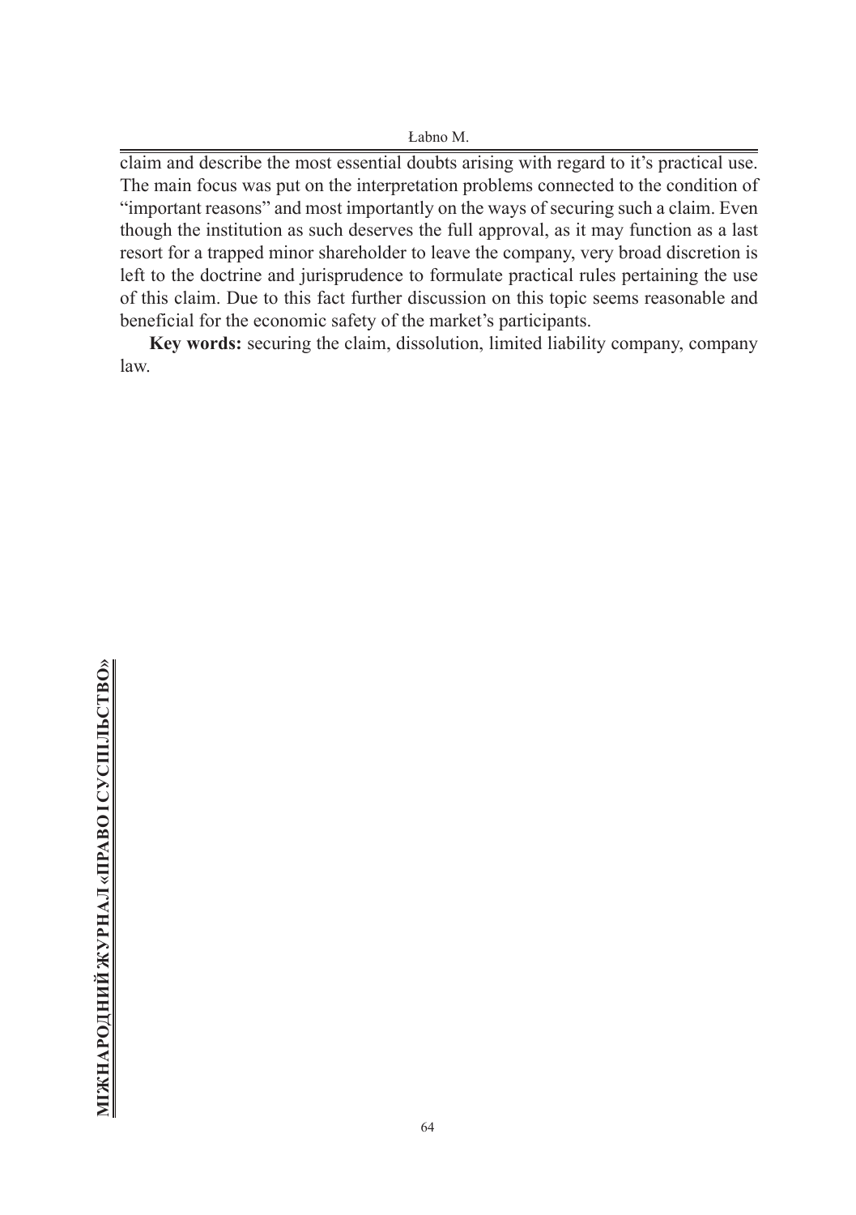claim and describe the most essential doubts arising with regard to it's practical use. The main focus was put on the interpretation problems connected to the condition of "important reasons" and most importantly on the ways of securing such a claim. Even though the institution as such deserves the full approval, as it may function as a last resort for a trapped minor shareholder to leave the company, very broad discretion is left to the doctrine and jurisprudence to formulate practical rules pertaining the use of this claim. Due to this fact further discussion on this topic seems reasonable and beneficial for the economic safety of the market's participants.

**Key words:** securing the claim, dissolution, limited liability company, company law.